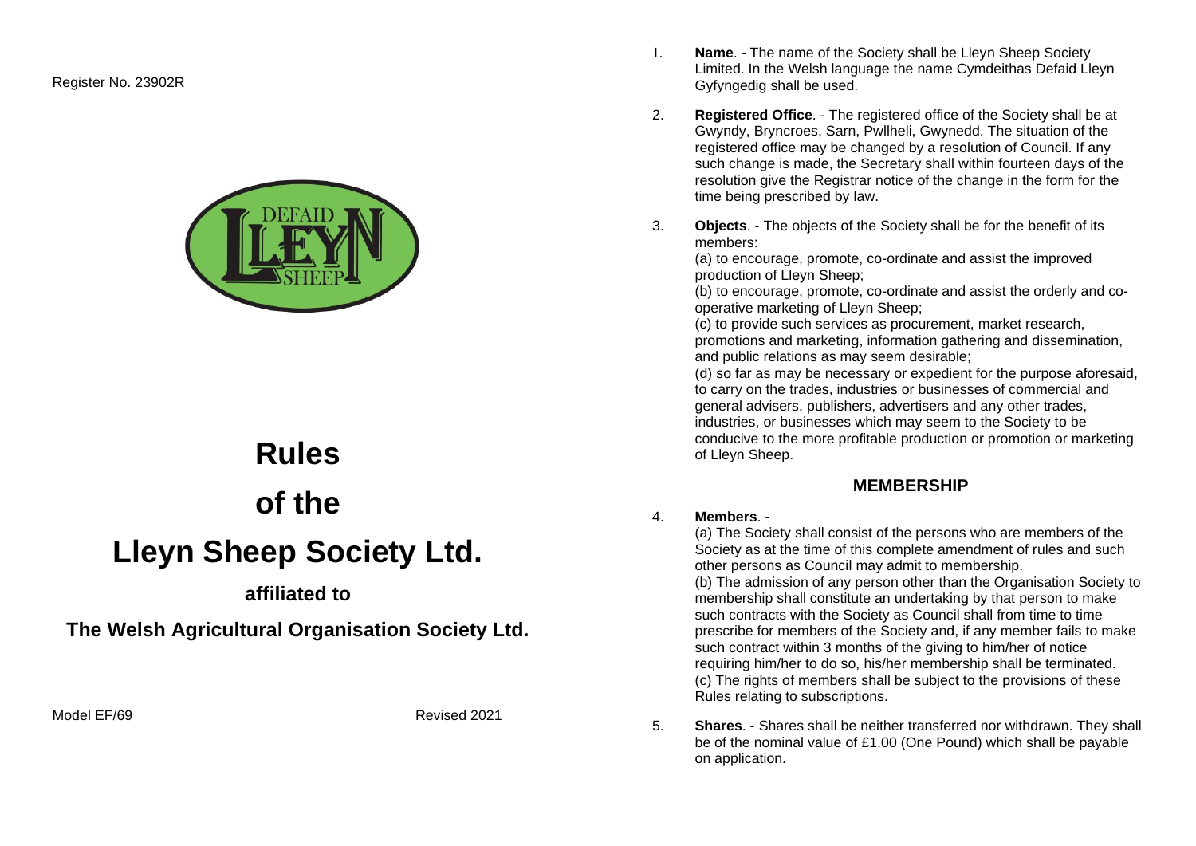Register No. 23902R

DEFAID LLEYN SHEEP

# Rules

# of the

# Lleyn Sheep Society Ltd.

**affiliated to**

**The Welsh Agricultural Organisation Society Ltd.**

Model EF/69

Revised 2021

1. **Name**. - The name of the Society shall be Lleyn Sheep Society Limited. In the Welsh language the name Cymdeithas Defaid Lleyn Gyfyngedig shall be used.

2. **Registered Office**. - The registered office of the Society shall be at Gwyndy, Bryncroes, Sarn, Pwllheli, Gwynedd. The situation of the registered office may be changed by a resolution of Council. If any such change is made, the Secretary shall within fourteen days of the resolution give the Registrar notice of the change in the form for the time being prescribed by law.

3. **Objects**. - The objects of the Society shall be for the benefit of its members:

   (a) to encourage, promote, co-ordinate and assist the improved production of Lleyn Sheep;

   (b) to encourage, promote, co-ordinate and assist the orderly and co-operative marketing of Lleyn Sheep;

   (c) to provide such services as procurement, market research, promotions and marketing, information gathering and dissemination, and public relations as may seem desirable;

   (d) so far as may be necessary or expedient for the purpose aforesaid, to carry on the trades, industries or businesses of commercial and general advisers, publishers, advertisers and any other trades, industries, or businesses which may seem to the Society to be conducive to the more profitable production or promotion or marketing of Lleyn Sheep.

## MEMBERSHIP

4. **Members**. -

   (a) The Society shall consist of the persons who are members of the Society as at the time of this complete amendment of rules and such other persons as Council may admit to membership.

   (b) The admission of any person other than the Organisation Society to membership shall constitute an undertaking by that person to make such contracts with the Society as Council shall from time to time prescribe for members of the Society and, if any member fails to make such contract within 3 months of the giving to him/her of notice requiring him/her to do so, his/her membership shall be terminated.

   (c) The rights of members shall be subject to the provisions of these Rules relating to subscriptions.

5. **Shares**. - Shares shall be neither transferred nor withdrawn. They shall be of the nominal value of £1.00 (One Pound) which shall be payable on application.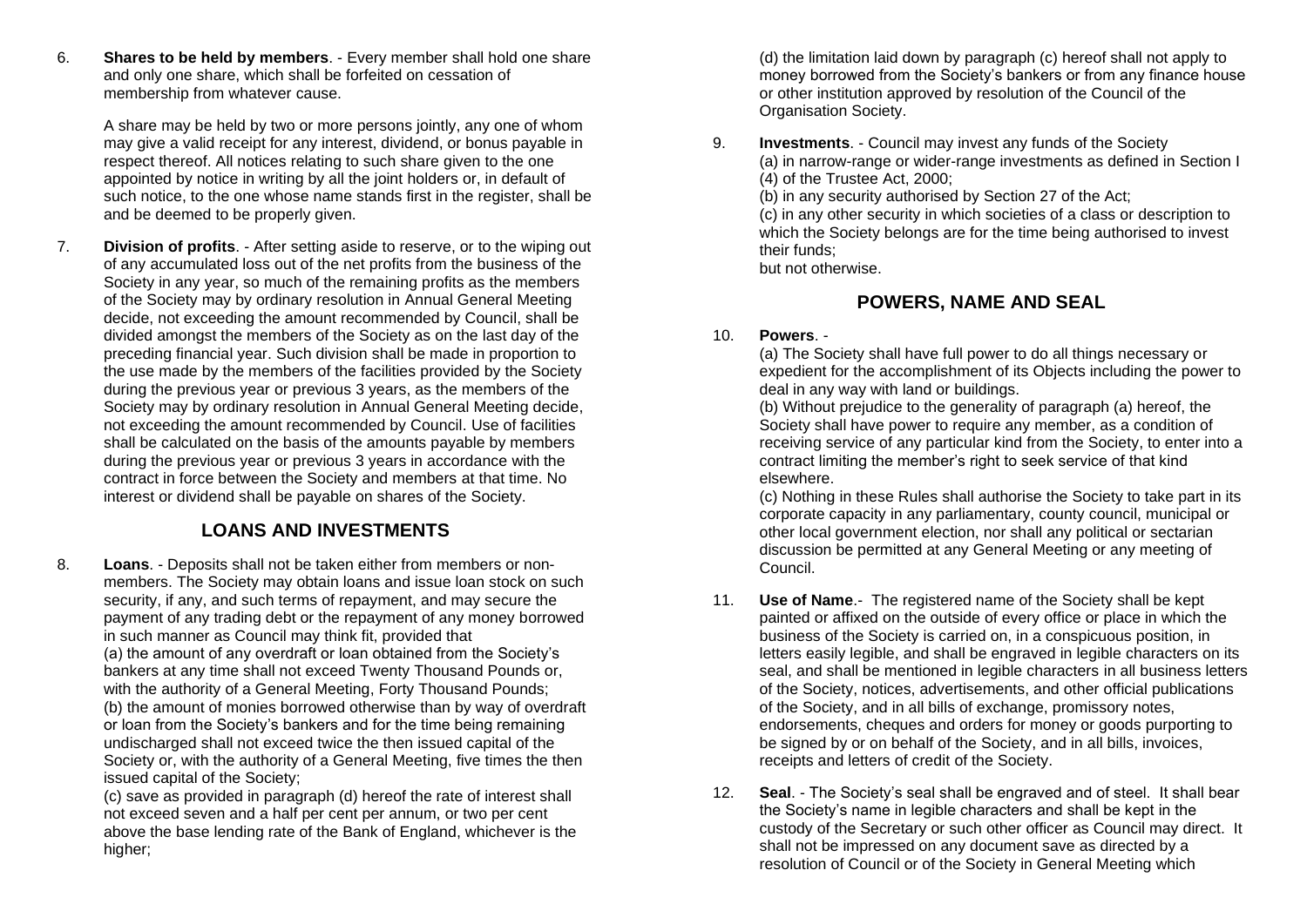6. **Shares to be held by members**. - Every member shall hold one share and only one share, which shall be forfeited on cessation of membership from whatever cause.

   A share may be held by two or more persons jointly, any one of whom may give a valid receipt for any interest, dividend, or bonus payable in respect thereof. All notices relating to such share given to the one appointed by notice in writing by all the joint holders or, in default of such notice, to the one whose name stands first in the register, shall be and be deemed to be properly given.

7. **Division of profits**. - After setting aside to reserve, or to the wiping out of any accumulated loss out of the net profits from the business of the Society in any year, so much of the remaining profits as the members of the Society may by ordinary resolution in Annual General Meeting decide, not exceeding the amount recommended by Council, shall be divided amongst the members of the Society as on the last day of the preceding financial year. Such division shall be made in proportion to the use made by the members of the facilities provided by the Society during the previous year or previous 3 years, as the members of the Society may by ordinary resolution in Annual General Meeting decide, not exceeding the amount recommended by Council. Use of facilities shall be calculated on the basis of the amounts payable by members during the previous year or previous 3 years in accordance with the contract in force between the Society and members at that time. No interest or dividend shall be payable on shares of the Society.

## LOANS AND INVESTMENTS

8. **Loans**. - Deposits shall not be taken either from members or non-members. The Society may obtain loans and issue loan stock on such security, if any, and such terms of repayment, and may secure the payment of any trading debt or the repayment of any money borrowed in such manner as Council may think fit, provided that
   (a) the amount of any overdraft or loan obtained from the Society's bankers at any time shall not exceed Twenty Thousand Pounds or, with the authority of a General Meeting, Forty Thousand Pounds;
   (b) the amount of monies borrowed otherwise than by way of overdraft or loan from the Society's bankers and for the time being remaining undischarged shall not exceed twice the then issued capital of the Society or, with the authority of a General Meeting, five times the then issued capital of the Society;
   (c) save as provided in paragraph (d) hereof the rate of interest shall not exceed seven and a half per cent per annum, or two per cent above the base lending rate of the Bank of England, whichever is the higher;
   (d) the limitation laid down by paragraph (c) hereof shall not apply to money borrowed from the Society's bankers or from any finance house or other institution approved by resolution of the Council of the Organisation Society.

9. **Investments**. - Council may invest any funds of the Society
   (a) in narrow-range or wider-range investments as defined in Section I (4) of the Trustee Act, 2000;
   (b) in any security authorised by Section 27 of the Act;
   (c) in any other security in which societies of a class or description to which the Society belongs are for the time being authorised to invest their funds;
   but not otherwise.

## POWERS, NAME AND SEAL

10. **Powers**. -
    (a) The Society shall have full power to do all things necessary or expedient for the accomplishment of its Objects including the power to deal in any way with land or buildings.
    (b) Without prejudice to the generality of paragraph (a) hereof, the Society shall have power to require any member, as a condition of receiving service of any particular kind from the Society, to enter into a contract limiting the member's right to seek service of that kind elsewhere.
    (c) Nothing in these Rules shall authorise the Society to take part in its corporate capacity in any parliamentary, county council, municipal or other local government election, nor shall any political or sectarian discussion be permitted at any General Meeting or any meeting of Council.

11. **Use of Name**.- The registered name of the Society shall be kept painted or affixed on the outside of every office or place in which the business of the Society is carried on, in a conspicuous position, in letters easily legible, and shall be engraved in legible characters on its seal, and shall be mentioned in legible characters in all business letters of the Society, notices, advertisements, and other official publications of the Society, and in all bills of exchange, promissory notes, endorsements, cheques and orders for money or goods purporting to be signed by or on behalf of the Society, and in all bills, invoices, receipts and letters of credit of the Society.

12. **Seal**. - The Society's seal shall be engraved and of steel. It shall bear the Society's name in legible characters and shall be kept in the custody of the Secretary or such other officer as Council may direct. It shall not be impressed on any document save as directed by a resolution of Council or of the Society in General Meeting which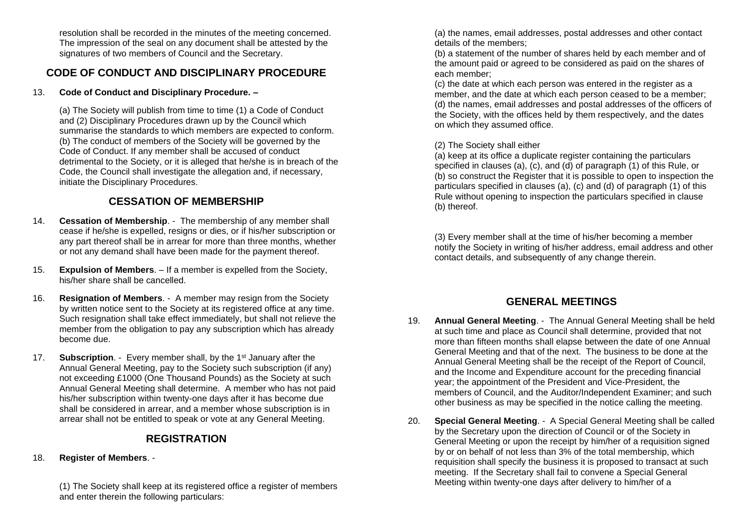resolution shall be recorded in the minutes of the meeting concerned. The impression of the seal on any document shall be attested by the signatures of two members of Council and the Secretary.

## CODE OF CONDUCT AND DISCIPLINARY PROCEDURE

13. **Code of Conduct and Disciplinary Procedure. –**

    (a) The Society will publish from time to time (1) a Code of Conduct and (2) Disciplinary Procedures drawn up by the Council which summarise the standards to which members are expected to conform.
    (b) The conduct of members of the Society will be governed by the Code of Conduct. If any member shall be accused of conduct detrimental to the Society, or it is alleged that he/she is in breach of the Code, the Council shall investigate the allegation and, if necessary, initiate the Disciplinary Procedures.

## CESSATION OF MEMBERSHIP

14. **Cessation of Membership**. - The membership of any member shall cease if he/she is expelled, resigns or dies, or if his/her subscription or any part thereof shall be in arrear for more than three months, whether or not any demand shall have been made for the payment thereof.

15. **Expulsion of Members**. – If a member is expelled from the Society, his/her share shall be cancelled.

16. **Resignation of Members**. - A member may resign from the Society by written notice sent to the Society at its registered office at any time. Such resignation shall take effect immediately, but shall not relieve the member from the obligation to pay any subscription which has already become due.

17. **Subscription**. - Every member shall, by the 1st January after the Annual General Meeting, pay to the Society such subscription (if any) not exceeding £1000 (One Thousand Pounds) as the Society at such Annual General Meeting shall determine. A member who has not paid his/her subscription within twenty-one days after it has become due shall be considered in arrear, and a member whose subscription is in arrear shall not be entitled to speak or vote at any General Meeting.

## REGISTRATION

18. **Register of Members**. -

    (1) The Society shall keep at its registered office a register of members and enter therein the following particulars:

    (a) the names, email addresses, postal addresses and other contact details of the members;
    (b) a statement of the number of shares held by each member and of the amount paid or agreed to be considered as paid on the shares of each member;
    (c) the date at which each person was entered in the register as a member, and the date at which each person ceased to be a member;
    (d) the names, email addresses and postal addresses of the officers of the Society, with the offices held by them respectively, and the dates on which they assumed office.

    (2) The Society shall either
    (a) keep at its office a duplicate register containing the particulars specified in clauses (a), (c), and (d) of paragraph (1) of this Rule, or
    (b) so construct the Register that it is possible to open to inspection the particulars specified in clauses (a), (c) and (d) of paragraph (1) of this Rule without opening to inspection the particulars specified in clause (b) thereof.

    (3) Every member shall at the time of his/her becoming a member notify the Society in writing of his/her address, email address and other contact details, and subsequently of any change therein.

## GENERAL MEETINGS

19. **Annual General Meeting**. - The Annual General Meeting shall be held at such time and place as Council shall determine, provided that not more than fifteen months shall elapse between the date of one Annual General Meeting and that of the next. The business to be done at the Annual General Meeting shall be the receipt of the Report of Council, and the Income and Expenditure account for the preceding financial year; the appointment of the President and Vice-President, the members of Council, and the Auditor/Independent Examiner; and such other business as may be specified in the notice calling the meeting.

20. **Special General Meeting**. - A Special General Meeting shall be called by the Secretary upon the direction of Council or of the Society in General Meeting or upon the receipt by him/her of a requisition signed by or on behalf of not less than 3% of the total membership, which requisition shall specify the business it is proposed to transact at such meeting. If the Secretary shall fail to convene a Special General Meeting within twenty-one days after delivery to him/her of a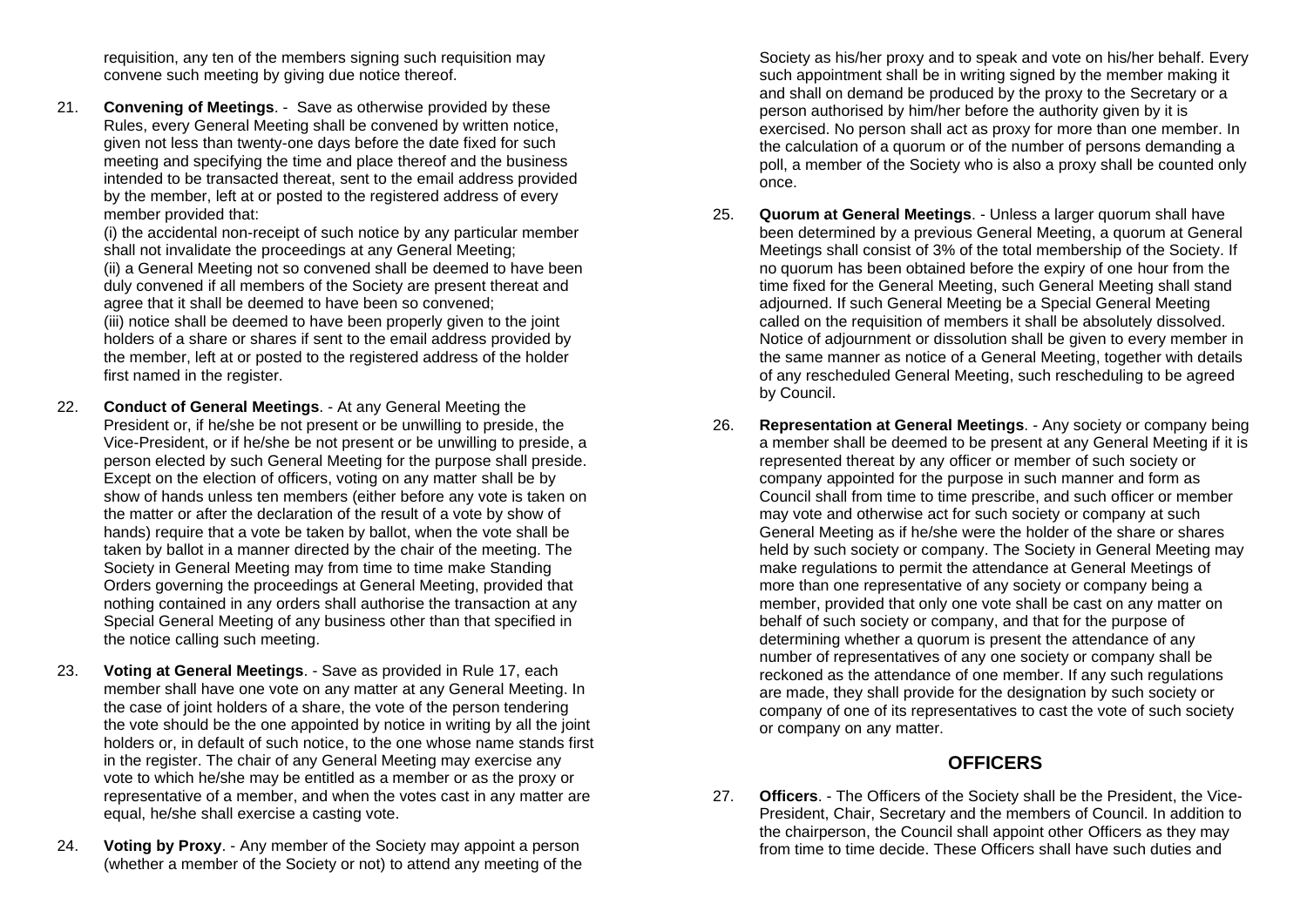requisition, any ten of the members signing such requisition may convene such meeting by giving due notice thereof.

21. **Convening of Meetings**. - Save as otherwise provided by these Rules, every General Meeting shall be convened by written notice, given not less than twenty-one days before the date fixed for such meeting and specifying the time and place thereof and the business intended to be transacted thereat, sent to the email address provided by the member, left at or posted to the registered address of every member provided that:

    (i) the accidental non-receipt of such notice by any particular member shall not invalidate the proceedings at any General Meeting;
    (ii) a General Meeting not so convened shall be deemed to have been duly convened if all members of the Society are present thereat and agree that it shall be deemed to have been so convened;
    (iii) notice shall be deemed to have been properly given to the joint holders of a share or shares if sent to the email address provided by the member, left at or posted to the registered address of the holder first named in the register.

22. **Conduct of General Meetings**. - At any General Meeting the President or, if he/she be not present or be unwilling to preside, the Vice-President, or if he/she be not present or be unwilling to preside, a person elected by such General Meeting for the purpose shall preside. Except on the election of officers, voting on any matter shall be by show of hands unless ten members (either before any vote is taken on the matter or after the declaration of the result of a vote by show of hands) require that a vote be taken by ballot, when the vote shall be taken by ballot in a manner directed by the chair of the meeting. The Society in General Meeting may from time to time make Standing Orders governing the proceedings at General Meeting, provided that nothing contained in any orders shall authorise the transaction at any Special General Meeting of any business other than that specified in the notice calling such meeting.

23. **Voting at General Meetings**. - Save as provided in Rule 17, each member shall have one vote on any matter at any General Meeting. In the case of joint holders of a share, the vote of the person tendering the vote should be the one appointed by notice in writing by all the joint holders or, in default of such notice, to the one whose name stands first in the register. The chair of any General Meeting may exercise any vote to which he/she may be entitled as a member or as the proxy or representative of a member, and when the votes cast in any matter are equal, he/she shall exercise a casting vote.

24. **Voting by Proxy**. - Any member of the Society may appoint a person (whether a member of the Society or not) to attend any meeting of the Society as his/her proxy and to speak and vote on his/her behalf. Every such appointment shall be in writing signed by the member making it and shall on demand be produced by the proxy to the Secretary or a person authorised by him/her before the authority given by it is exercised. No person shall act as proxy for more than one member. In the calculation of a quorum or of the number of persons demanding a poll, a member of the Society who is also a proxy shall be counted only once.

25. **Quorum at General Meetings**. - Unless a larger quorum shall have been determined by a previous General Meeting, a quorum at General Meetings shall consist of 3% of the total membership of the Society. If no quorum has been obtained before the expiry of one hour from the time fixed for the General Meeting, such General Meeting shall stand adjourned. If such General Meeting be a Special General Meeting called on the requisition of members it shall be absolutely dissolved. Notice of adjournment or dissolution shall be given to every member in the same manner as notice of a General Meeting, together with details of any rescheduled General Meeting, such rescheduling to be agreed by Council.

26. **Representation at General Meetings**. - Any society or company being a member shall be deemed to be present at any General Meeting if it is represented thereat by any officer or member of such society or company appointed for the purpose in such manner and form as Council shall from time to time prescribe, and such officer or member may vote and otherwise act for such society or company at such General Meeting as if he/she were the holder of the share or shares held by such society or company. The Society in General Meeting may make regulations to permit the attendance at General Meetings of more than one representative of any society or company being a member, provided that only one vote shall be cast on any matter on behalf of such society or company, and that for the purpose of determining whether a quorum is present the attendance of any number of representatives of any one society or company shall be reckoned as the attendance of one member. If any such regulations are made, they shall provide for the designation by such society or company of one of its representatives to cast the vote of such society or company on any matter.

## OFFICERS

27. **Officers**. - The Officers of the Society shall be the President, the Vice-President, Chair, Secretary and the members of Council. In addition to the chairperson, the Council shall appoint other Officers as they may from time to time decide. These Officers shall have such duties and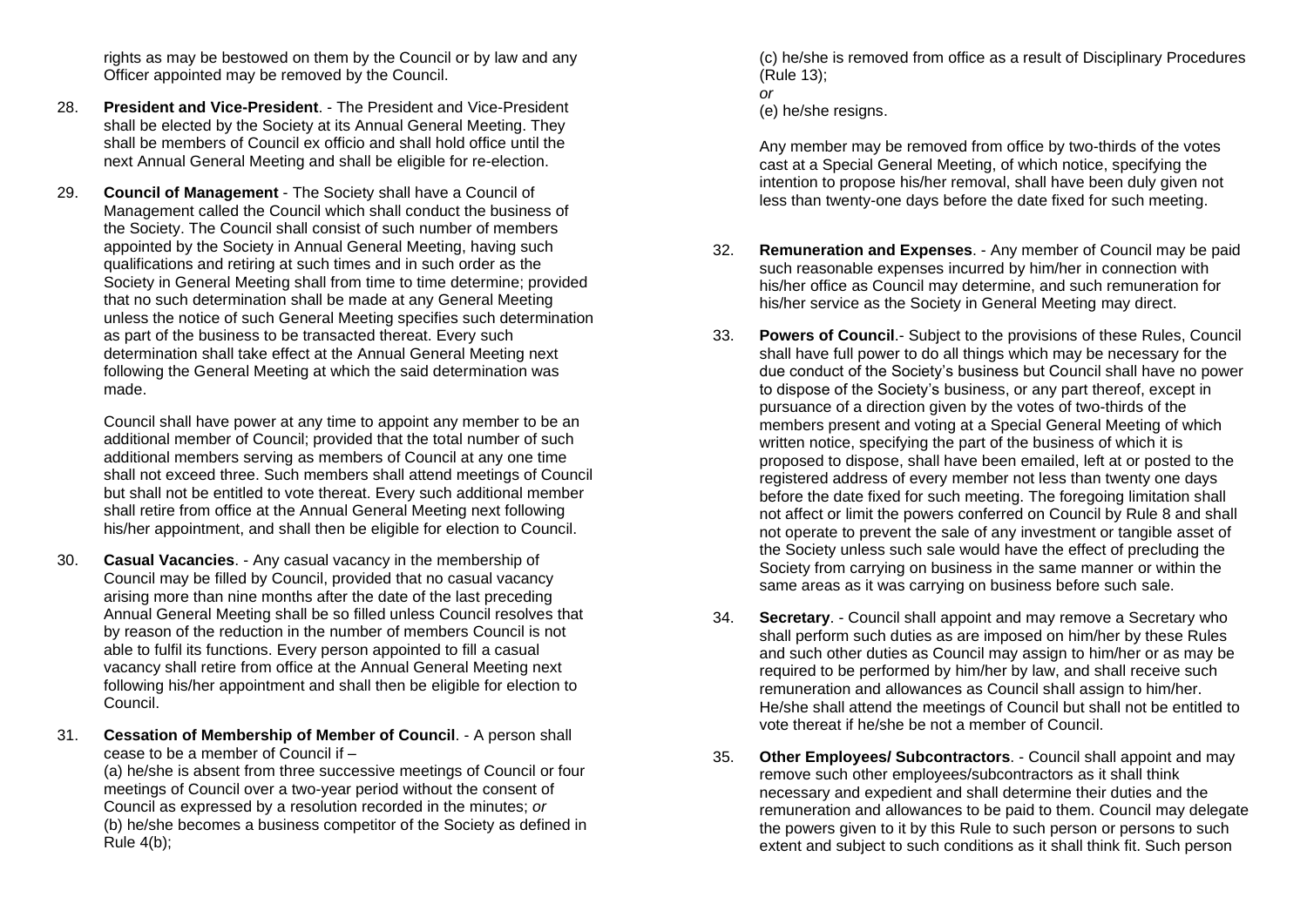rights as may be bestowed on them by the Council or by law and any Officer appointed may be removed by the Council.

28. **President and Vice-President**. - The President and Vice-President shall be elected by the Society at its Annual General Meeting. They shall be members of Council ex officio and shall hold office until the next Annual General Meeting and shall be eligible for re-election.

29. **Council of Management** - The Society shall have a Council of Management called the Council which shall conduct the business of the Society. The Council shall consist of such number of members appointed by the Society in Annual General Meeting, having such qualifications and retiring at such times and in such order as the Society in General Meeting shall from time to time determine; provided that no such determination shall be made at any General Meeting unless the notice of such General Meeting specifies such determination as part of the business to be transacted thereat. Every such determination shall take effect at the Annual General Meeting next following the General Meeting at which the said determination was made.

    Council shall have power at any time to appoint any member to be an additional member of Council; provided that the total number of such additional members serving as members of Council at any one time shall not exceed three. Such members shall attend meetings of Council but shall not be entitled to vote thereat. Every such additional member shall retire from office at the Annual General Meeting next following his/her appointment, and shall then be eligible for election to Council.

30. **Casual Vacancies**. - Any casual vacancy in the membership of Council may be filled by Council, provided that no casual vacancy arising more than nine months after the date of the last preceding Annual General Meeting shall be so filled unless Council resolves that by reason of the reduction in the number of members Council is not able to fulfil its functions. Every person appointed to fill a casual vacancy shall retire from office at the Annual General Meeting next following his/her appointment and shall then be eligible for election to Council.

31. **Cessation of Membership of Member of Council**. - A person shall cease to be a member of Council if –
    (a) he/she is absent from three successive meetings of Council or four meetings of Council over a two-year period without the consent of Council as expressed by a resolution recorded in the minutes; *or*
    (b) he/she becomes a business competitor of the Society as defined in Rule 4(b);
    (c) he/she is removed from office as a result of Disciplinary Procedures (Rule 13);
    *or*
    (e) he/she resigns.

    Any member may be removed from office by two-thirds of the votes cast at a Special General Meeting, of which notice, specifying the intention to propose his/her removal, shall have been duly given not less than twenty-one days before the date fixed for such meeting.

32. **Remuneration and Expenses**. - Any member of Council may be paid such reasonable expenses incurred by him/her in connection with his/her office as Council may determine, and such remuneration for his/her service as the Society in General Meeting may direct.

33. **Powers of Council**.- Subject to the provisions of these Rules, Council shall have full power to do all things which may be necessary for the due conduct of the Society's business but Council shall have no power to dispose of the Society's business, or any part thereof, except in pursuance of a direction given by the votes of two-thirds of the members present and voting at a Special General Meeting of which written notice, specifying the part of the business of which it is proposed to dispose, shall have been emailed, left at or posted to the registered address of every member not less than twenty one days before the date fixed for such meeting. The foregoing limitation shall not affect or limit the powers conferred on Council by Rule 8 and shall not operate to prevent the sale of any investment or tangible asset of the Society unless such sale would have the effect of precluding the Society from carrying on business in the same manner or within the same areas as it was carrying on business before such sale.

34. **Secretary**. - Council shall appoint and may remove a Secretary who shall perform such duties as are imposed on him/her by these Rules and such other duties as Council may assign to him/her or as may be required to be performed by him/her by law, and shall receive such remuneration and allowances as Council shall assign to him/her. He/she shall attend the meetings of Council but shall not be entitled to vote thereat if he/she be not a member of Council.

35. **Other Employees/ Subcontractors**. - Council shall appoint and may remove such other employees/subcontractors as it shall think necessary and expedient and shall determine their duties and the remuneration and allowances to be paid to them. Council may delegate the powers given to it by this Rule to such person or persons to such extent and subject to such conditions as it shall think fit. Such person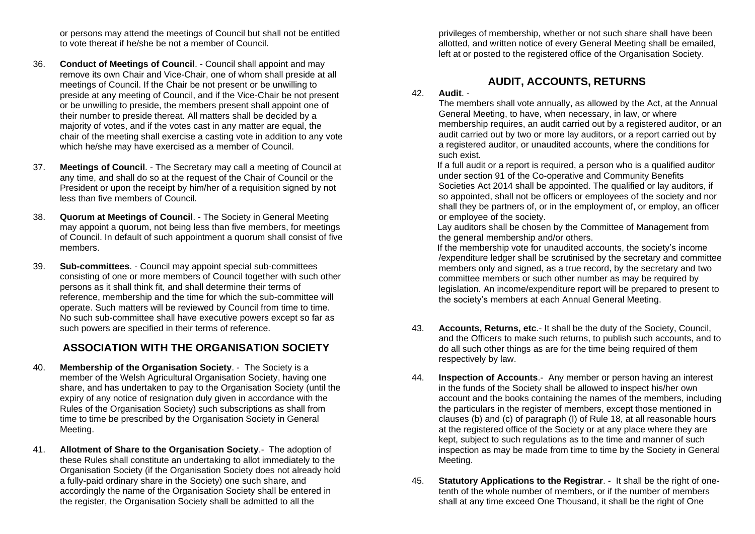or persons may attend the meetings of Council but shall not be entitled to vote thereat if he/she be not a member of Council.

36. **Conduct of Meetings of Council**. - Council shall appoint and may remove its own Chair and Vice-Chair, one of whom shall preside at all meetings of Council. If the Chair be not present or be unwilling to preside at any meeting of Council, and if the Vice-Chair be not present or be unwilling to preside, the members present shall appoint one of their number to preside thereat. All matters shall be decided by a majority of votes, and if the votes cast in any matter are equal, the chair of the meeting shall exercise a casting vote in addition to any vote which he/she may have exercised as a member of Council.

37. **Meetings of Council**. - The Secretary may call a meeting of Council at any time, and shall do so at the request of the Chair of Council or the President or upon the receipt by him/her of a requisition signed by not less than five members of Council.

38. **Quorum at Meetings of Council**. - The Society in General Meeting may appoint a quorum, not being less than five members, for meetings of Council. In default of such appointment a quorum shall consist of five members.

39. **Sub-committees**. - Council may appoint special sub-committees consisting of one or more members of Council together with such other persons as it shall think fit, and shall determine their terms of reference, membership and the time for which the sub-committee will operate. Such matters will be reviewed by Council from time to time. No such sub-committee shall have executive powers except so far as such powers are specified in their terms of reference.

## ASSOCIATION WITH THE ORGANISATION SOCIETY

40. **Membership of the Organisation Society**. - The Society is a member of the Welsh Agricultural Organisation Society, having one share, and has undertaken to pay to the Organisation Society (until the expiry of any notice of resignation duly given in accordance with the Rules of the Organisation Society) such subscriptions as shall from time to time be prescribed by the Organisation Society in General Meeting.

41. **Allotment of Share to the Organisation Society**.- The adoption of these Rules shall constitute an undertaking to allot immediately to the Organisation Society (if the Organisation Society does not already hold a fully-paid ordinary share in the Society) one such share, and accordingly the name of the Organisation Society shall be entered in the register, the Organisation Society shall be admitted to all the privileges of membership, whether or not such share shall have been allotted, and written notice of every General Meeting shall be emailed, left at or posted to the registered office of the Organisation Society.

## AUDIT, ACCOUNTS, RETURNS

42. **Audit**. -
    The members shall vote annually, as allowed by the Act, at the Annual General Meeting, to have, when necessary, in law, or where membership requires, an audit carried out by a registered auditor, or an audit carried out by two or more lay auditors, or a report carried out by a registered auditor, or unaudited accounts, where the conditions for such exist.
    If a full audit or a report is required, a person who is a qualified auditor under section 91 of the Co-operative and Community Benefits Societies Act 2014 shall be appointed. The qualified or lay auditors, if so appointed, shall not be officers or employees of the society and nor shall they be partners of, or in the employment of, or employ, an officer or employee of the society.
    Lay auditors shall be chosen by the Committee of Management from the general membership and/or others.
    If the membership vote for unaudited accounts, the society's income /expenditure ledger shall be scrutinised by the secretary and committee members only and signed, as a true record, by the secretary and two committee members or such other number as may be required by legislation. An income/expenditure report will be prepared to present to the society's members at each Annual General Meeting.

43. **Accounts, Returns, etc**.- It shall be the duty of the Society, Council, and the Officers to make such returns, to publish such accounts, and to do all such other things as are for the time being required of them respectively by law.

44. **Inspection of Accounts**.- Any member or person having an interest in the funds of the Society shall be allowed to inspect his/her own account and the books containing the names of the members, including the particulars in the register of members, except those mentioned in clauses (b) and (c) of paragraph (I) of Rule 18, at all reasonable hours at the registered office of the Society or at any place where they are kept, subject to such regulations as to the time and manner of such inspection as may be made from time to time by the Society in General Meeting.

45. **Statutory Applications to the Registrar**. - It shall be the right of one-tenth of the whole number of members, or if the number of members shall at any time exceed One Thousand, it shall be the right of One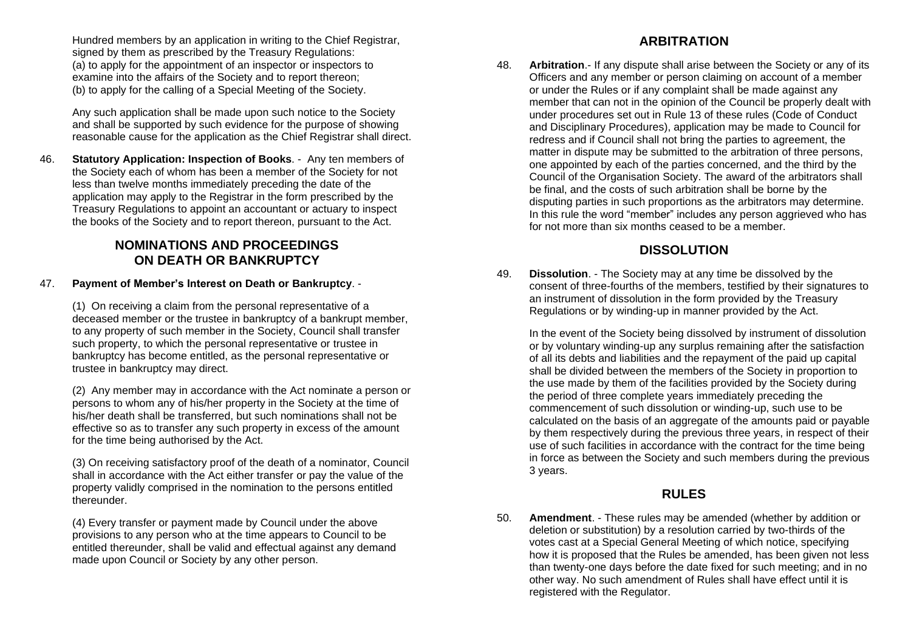Hundred members by an application in writing to the Chief Registrar, signed by them as prescribed by the Treasury Regulations:
(a) to apply for the appointment of an inspector or inspectors to examine into the affairs of the Society and to report thereon;
(b) to apply for the calling of a Special Meeting of the Society.

Any such application shall be made upon such notice to the Society and shall be supported by such evidence for the purpose of showing reasonable cause for the application as the Chief Registrar shall direct.

46. **Statutory Application: Inspection of Books**. - Any ten members of the Society each of whom has been a member of the Society for not less than twelve months immediately preceding the date of the application may apply to the Registrar in the form prescribed by the Treasury Regulations to appoint an accountant or actuary to inspect the books of the Society and to report thereon, pursuant to the Act.

## NOMINATIONS AND PROCEEDINGS ON DEATH OR BANKRUPTCY

47. **Payment of Member's Interest on Death or Bankruptcy**. -

(1) On receiving a claim from the personal representative of a deceased member or the trustee in bankruptcy of a bankrupt member, to any property of such member in the Society, Council shall transfer such property, to which the personal representative or trustee in bankruptcy has become entitled, as the personal representative or trustee in bankruptcy may direct.

(2) Any member may in accordance with the Act nominate a person or persons to whom any of his/her property in the Society at the time of his/her death shall be transferred, but such nominations shall not be effective so as to transfer any such property in excess of the amount for the time being authorised by the Act.

(3) On receiving satisfactory proof of the death of a nominator, Council shall in accordance with the Act either transfer or pay the value of the property validly comprised in the nomination to the persons entitled thereunder.

(4) Every transfer or payment made by Council under the above provisions to any person who at the time appears to Council to be entitled thereunder, shall be valid and effectual against any demand made upon Council or Society by any other person.

## ARBITRATION

48. **Arbitration**.- If any dispute shall arise between the Society or any of its Officers and any member or person claiming on account of a member or under the Rules or if any complaint shall be made against any member that can not in the opinion of the Council be properly dealt with under procedures set out in Rule 13 of these rules (Code of Conduct and Disciplinary Procedures), application may be made to Council for redress and if Council shall not bring the parties to agreement, the matter in dispute may be submitted to the arbitration of three persons, one appointed by each of the parties concerned, and the third by the Council of the Organisation Society. The award of the arbitrators shall be final, and the costs of such arbitration shall be borne by the disputing parties in such proportions as the arbitrators may determine. In this rule the word "member" includes any person aggrieved who has for not more than six months ceased to be a member.

## DISSOLUTION

49. **Dissolution**. - The Society may at any time be dissolved by the consent of three-fourths of the members, testified by their signatures to an instrument of dissolution in the form provided by the Treasury Regulations or by winding-up in manner provided by the Act.

In the event of the Society being dissolved by instrument of dissolution or by voluntary winding-up any surplus remaining after the satisfaction of all its debts and liabilities and the repayment of the paid up capital shall be divided between the members of the Society in proportion to the use made by them of the facilities provided by the Society during the period of three complete years immediately preceding the commencement of such dissolution or winding-up, such use to be calculated on the basis of an aggregate of the amounts paid or payable by them respectively during the previous three years, in respect of their use of such facilities in accordance with the contract for the time being in force as between the Society and such members during the previous 3 years.

## RULES

50. **Amendment**. - These rules may be amended (whether by addition or deletion or substitution) by a resolution carried by two-thirds of the votes cast at a Special General Meeting of which notice, specifying how it is proposed that the Rules be amended, has been given not less than twenty-one days before the date fixed for such meeting; and in no other way. No such amendment of Rules shall have effect until it is registered with the Regulator.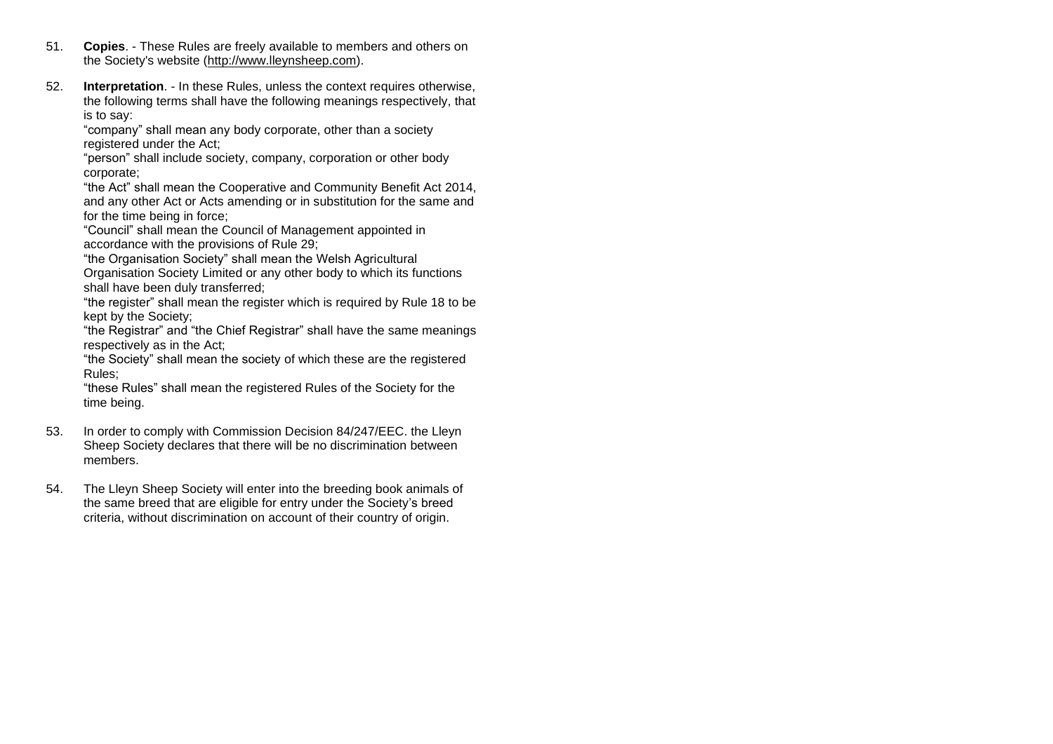51. **Copies**. - These Rules are freely available to members and others on the Society's website (http://www.lleynsheep.com).

52. **Interpretation**. - In these Rules, unless the context requires otherwise, the following terms shall have the following meanings respectively, that is to say:
    "company" shall mean any body corporate, other than a society registered under the Act;
    "person" shall include society, company, corporation or other body corporate;
    "the Act" shall mean the Cooperative and Community Benefit Act 2014, and any other Act or Acts amending or in substitution for the same and for the time being in force;
    "Council" shall mean the Council of Management appointed in accordance with the provisions of Rule 29;
    "the Organisation Society" shall mean the Welsh Agricultural Organisation Society Limited or any other body to which its functions shall have been duly transferred;
    "the register" shall mean the register which is required by Rule 18 to be kept by the Society;
    "the Registrar" and "the Chief Registrar" shall have the same meanings respectively as in the Act;
    "the Society" shall mean the society of which these are the registered Rules;
    "these Rules" shall mean the registered Rules of the Society for the time being.

53. In order to comply with Commission Decision 84/247/EEC. the Lleyn Sheep Society declares that there will be no discrimination between members.

54. The Lleyn Sheep Society will enter into the breeding book animals of the same breed that are eligible for entry under the Society's breed criteria, without discrimination on account of their country of origin.